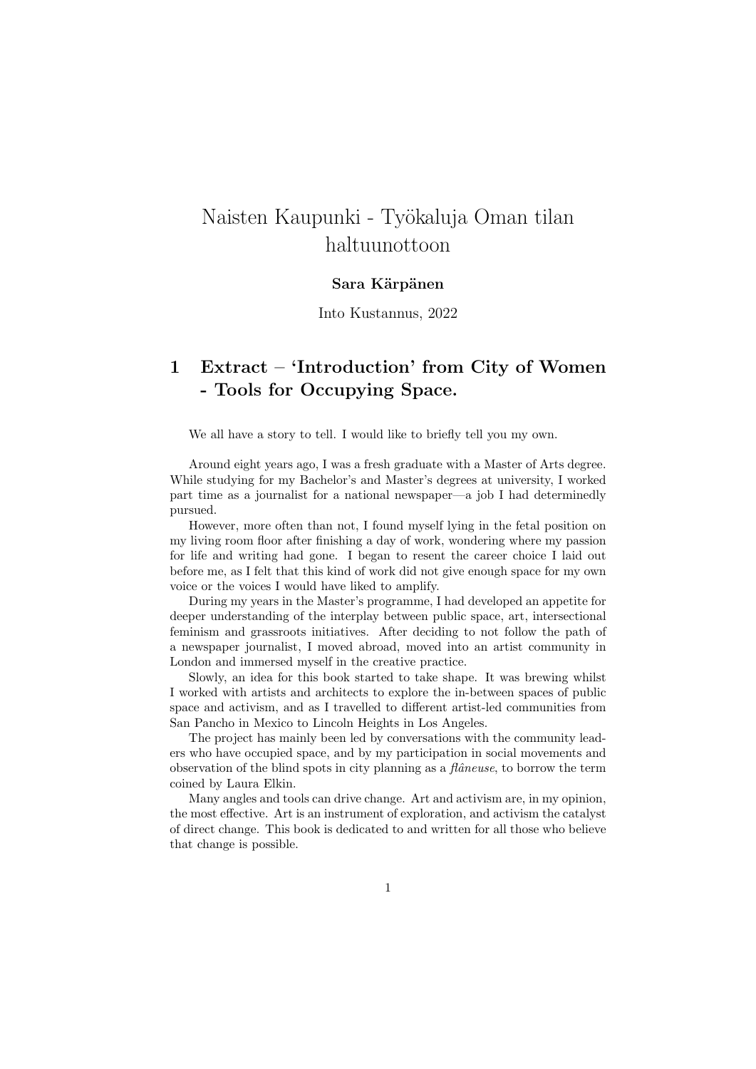# Naisten Kaupunki - Työkaluja Oman tilan haltuunottoon

**Sara Kärpänen**

Into Kustannus, 2022

## 1 Extract – 'Introduction' from City of Women - Tools for Occupying Space.

We all have a story to tell. I would like to briefly tell you my own.

Around eight years ago, I was a fresh graduate with a Master of Arts degree. While studying for my Bachelor's and Master's degrees at university, I worked part time as a journalist for a national newspaper—a job I had determinedly pursued.

However, more often than not, I found myself lying in the fetal position on my living room floor after finishing a day of work, wondering where my passion for life and writing had gone. I began to resent the career choice I laid out before me, as I felt that this kind of work did not give enough space for my own voice or the voices I would have liked to amplify.

During my years in the Master's programme, I had developed an appetite for deeper understanding of the interplay between public space, art, intersectional feminism and grassroots initiatives. After deciding to not follow the path of a newspaper journalist, I moved abroad, moved into an artist community in London and immersed myself in the creative practice.

Slowly, an idea for this book started to take shape. It was brewing whilst I worked with artists and architects to explore the in-between spaces of public space and activism, and as I travelled to different artist-led communities from San Pancho in Mexico to Lincoln Heights in Los Angeles.

The project has mainly been led by conversations with the community leaders who have occupied space, and by my participation in social movements and observation of the blind spots in city planning as a *flâneuse*, to borrow the term coined by Laura Elkin.

Many angles and tools can drive change. Art and activism are, in my opinion, the most effective. Art is an instrument of exploration, and activism the catalyst of direct change. This book is dedicated to and written for all those who believe that change is possible.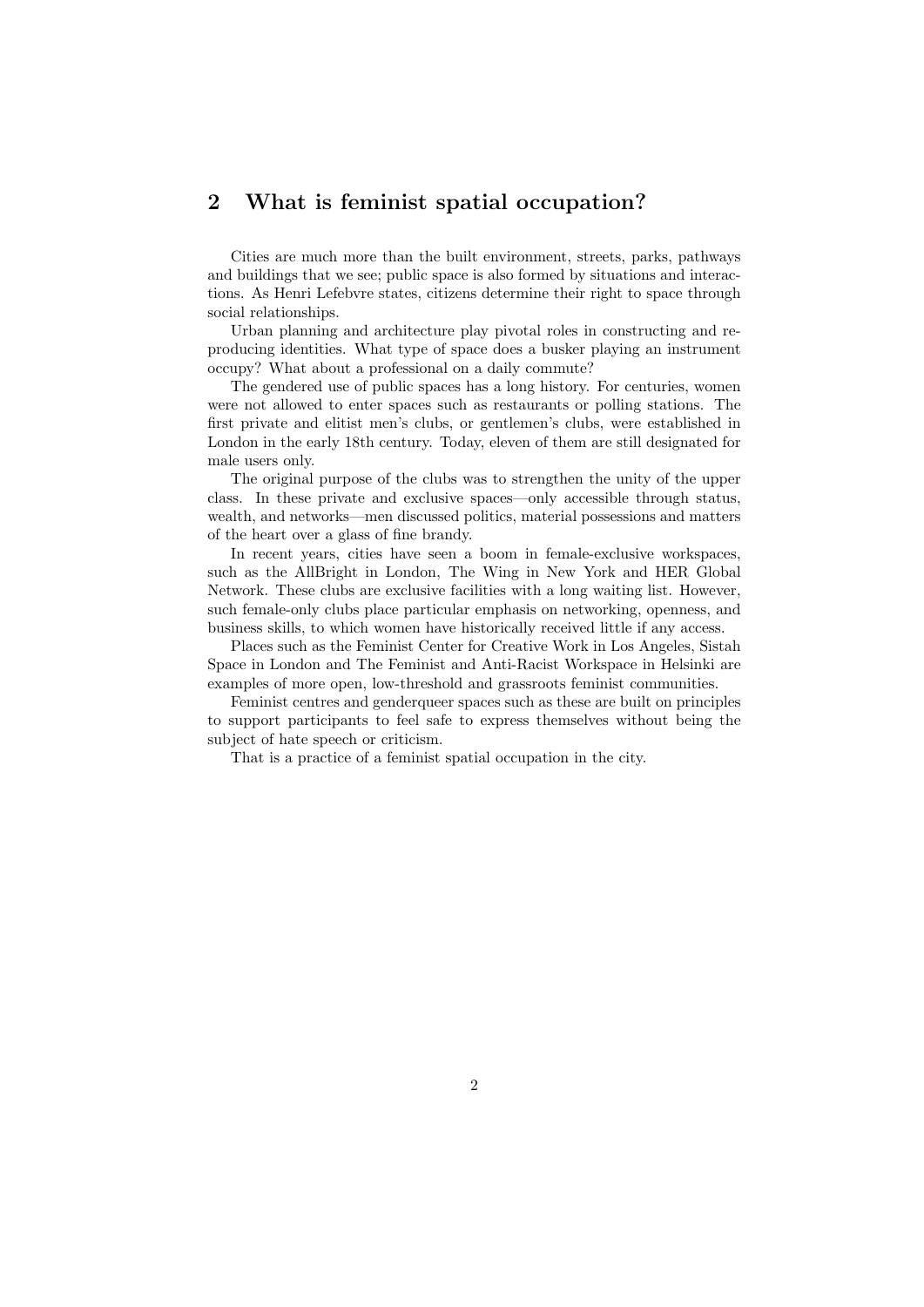## 2 What is feminist spatial occupation?

Cities are much more than the built environment, streets, parks, pathways and buildings that we see; public space is also formed by situations and interactions. As Henri Lefebvre states, citizens determine their right to space through social relationships.

Urban planning and architecture play pivotal roles in constructing and reproducing identities. What type of space does a busker playing an instrument occupy? What about a professional on a daily commute?

The gendered use of public spaces has a long history. For centuries, women were not allowed to enter spaces such as restaurants or polling stations. The first private and elitist men's clubs, or gentlemen's clubs, were established in London in the early 18th century. Today, eleven of them are still designated for male users only.

The original purpose of the clubs was to strengthen the unity of the upper class. In these private and exclusive spaces—only accessible through status, wealth, and networks—men discussed politics, material possessions and matters of the heart over a glass of fine brandy.

In recent years, cities have seen a boom in female-exclusive workspaces, such as the AllBright in London, The Wing in New York and HER Global Network. These clubs are exclusive facilities with a long waiting list. However, such female-only clubs place particular emphasis on networking, openness, and business skills, to which women have historically received little if any access.

Places such as the Feminist Center for Creative Work in Los Angeles, Sistah Space in London and The Feminist and Anti-Racist Workspace in Helsinki are examples of more open, low-threshold and grassroots feminist communities.

Feminist centres and genderqueer spaces such as these are built on principles to support participants to feel safe to express themselves without being the subject of hate speech or criticism.

That is a practice of a feminist spatial occupation in the city.